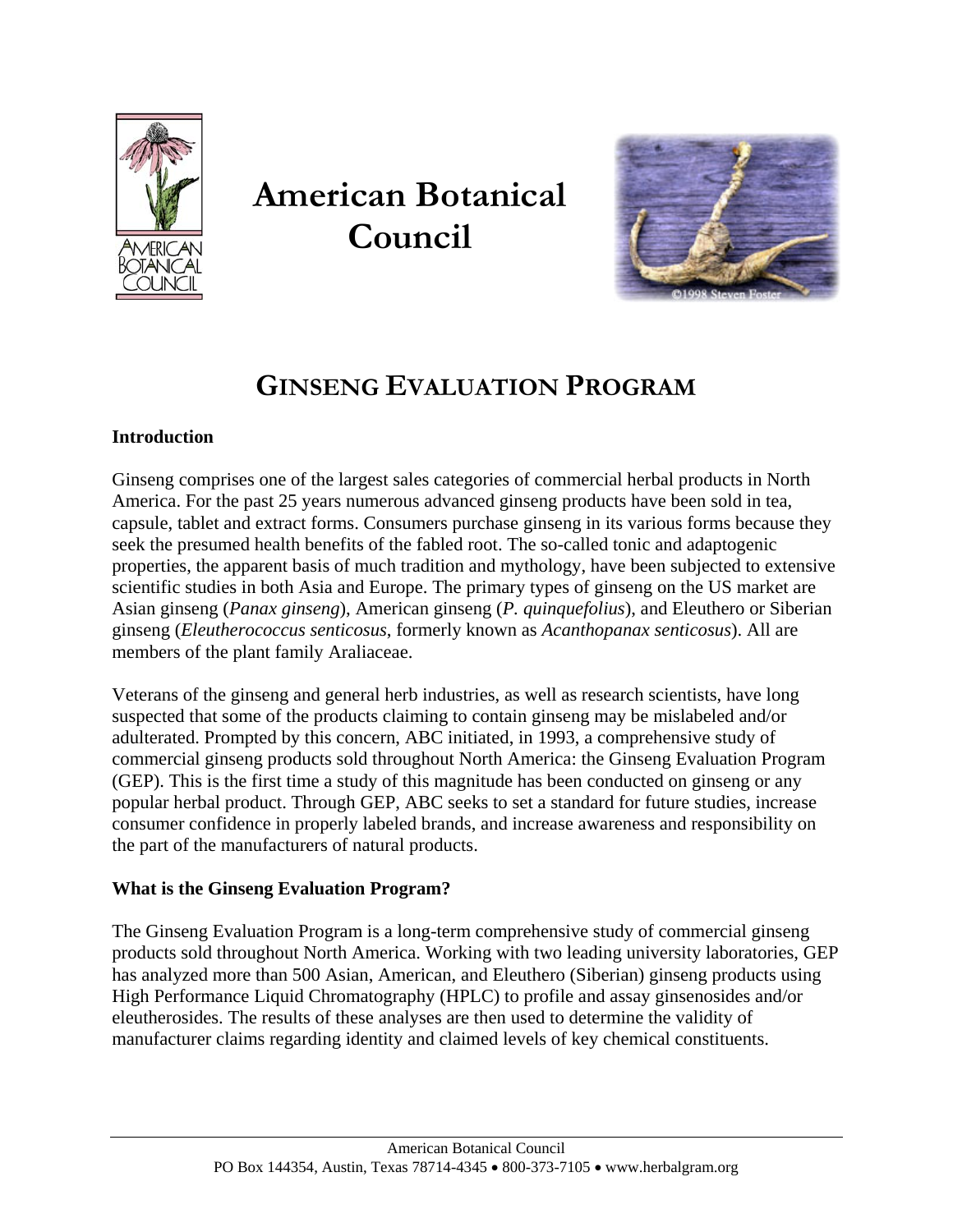# American Botanical Council

## GINSENG EVALUATION PROGRAM

### Introduction

Ginseng comprises one of the largest sales categories of commercial herbal products in North America. For the past 25 years numerous advanced ginseng products have been sold in tea, capsule, tablet and extract forms. Consumers purchase ginseng in its various forms because they seek the presumed health benefits of the fabled root. The so-called tonic and adaptogenic properties, the apparent basis of much tradition and mythology, have been subjected to extensive scientific studies in both Asia and Europe. The primary types of ginseng on the US market are Asian ginseng (*Panax ginseng*), American ginseng (*P. quinquefolius*), and Eleuthero or Siberian ginseng (*Eleutherococcus senticosus*, formerly known as *Acanthopanax senticosus*). All are members of the plant family Araliaceae.

Veterans of the ginseng and general herb industries, as well as research scientists, have long suspected that some of the products claiming to contain ginseng may be mislabeled and/or adulterated. Prompted by this concern, ABC initiated, in 1993, a comprehensive study of commercial ginseng products sold throughout North America: the Ginseng Evaluation Program (GEP). This is the first time a study of this magnitude has been conducted on ginseng or any popular herbal product. Through GEP, ABC seeks to set a standard for future studies, increase consumer confidence in properly labeled brands, and increase awareness and responsibility on the part of the manufacturers of natural products.

### What is the Ginseng Evaluation Program?

The Ginseng Evaluation Program is a long-term comprehensive study of commercial ginseng products sold throughout North America. Working with two leading university laboratories, GEP has analyzed more than 500 Asian, American, and Eleuthero (Siberian) ginseng products using High Performance Liquid Chromatography (HPLC) to profile and assay ginsenosides and/or eleutherosides. The results of these analyses are then used to determine the validity of manufacturer claims regarding identity and claimed levels of key chemical constituents.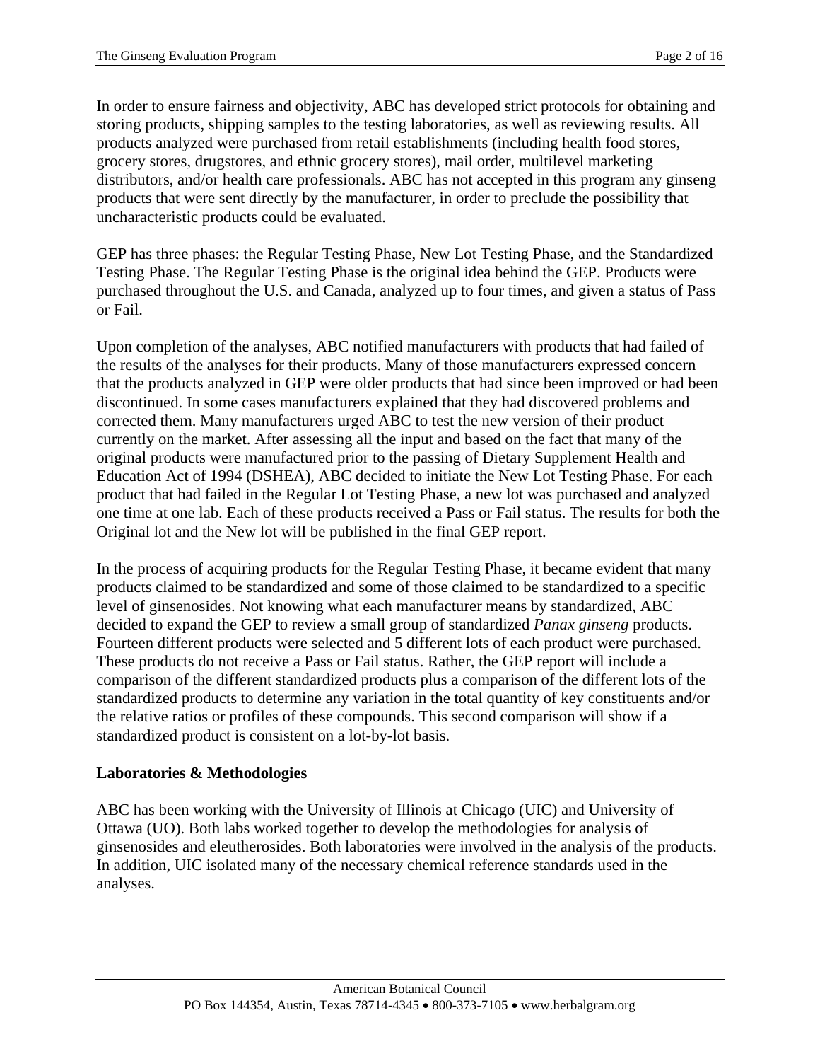In order to ensure fairness and objectivity, ABC has developed strict protocols for obtaining and storing products, shipping samples to the testing laboratories, as well as reviewing results. All products analyzed were purchased from retail establishments (including health food stores, grocery stores, drugstores, and ethnic grocery stores), mail order, multilevel marketing distributors, and/or health care professionals. ABC has not accepted in this program any ginseng products that were sent directly by the manufacturer, in order to preclude the possibility that uncharacteristic products could be evaluated.

GEP has three phases: the Regular Testing Phase, New Lot Testing Phase, and the Standardized Testing Phase. The Regular Testing Phase is the original idea behind the GEP. Products were purchased throughout the U.S. and Canada, analyzed up to four times, and given a status of Pass or Fail.

Upon completion of the analyses, ABC notified manufacturers with products that had failed of the results of the analyses for their products. Many of those manufacturers expressed concern that the products analyzed in GEP were older products that had since been improved or had been discontinued. In some cases manufacturers explained that they had discovered problems and corrected them. Many manufacturers urged ABC to test the new version of their product currently on the market. After assessing all the input and based on the fact that many of the original products were manufactured prior to the passing of Dietary Supplement Health and Education Act of 1994 (DSHEA), ABC decided to initiate the New Lot Testing Phase. For each product that had failed in the Regular Lot Testing Phase, a new lot was purchased and analyzed one time at one lab. Each of these products received a Pass or Fail status. The results for both the Original lot and the New lot will be published in the final GEP report.

In the process of acquiring products for the Regular Testing Phase, it became evident that many products claimed to be standardized and some of those claimed to be standardized to a specific level of ginsenosides. Not knowing what each manufacturer means by standardized, ABC decided to expand the GEP to review a small group of standardized *Panax ginseng* products. Fourteen different products were selected and 5 different lots of each product were purchased. These products do not receive a Pass or Fail status. Rather, the GEP report will include a comparison of the different standardized products plus a comparison of the different lots of the standardized products to determine any variation in the total quantity of key constituents and/or the relative ratios or profiles of these compounds. This second comparison will show if a standardized product is consistent on a lot-by-lot basis.

**Laboratories & Methodologies**

ABC has been working with the University of Illinois at Chicago (UIC) and University of Ottawa (UO). Both labs worked together to develop the methodologies for analysis of ginsenosides and eleutherosides. Both laboratories were involved in the analysis of the products. In addition, UIC isolated many of the necessary chemical reference standards used in the analyses.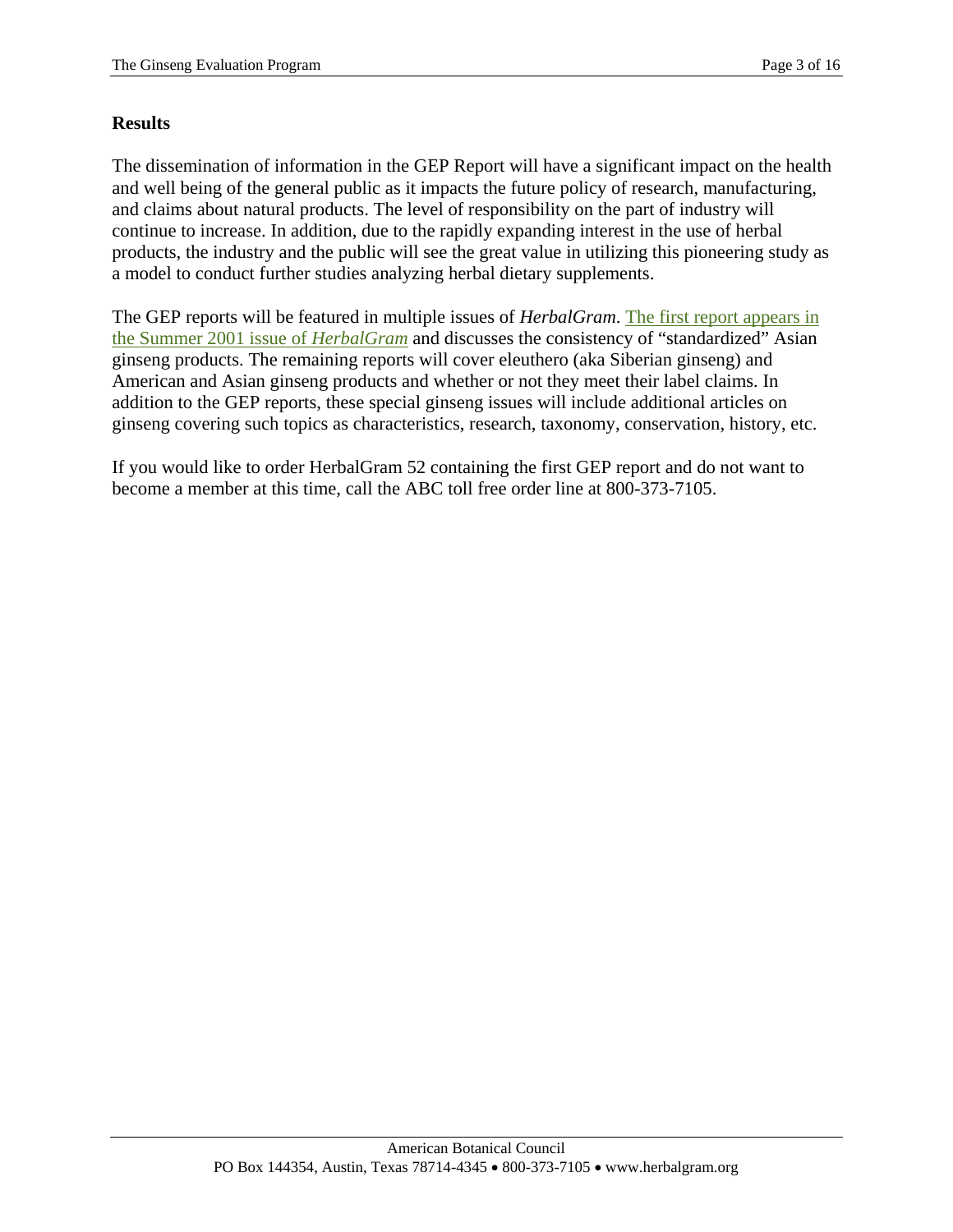## Results

The dissemination of information in the GEP Report will have a significant impact on the health and well being of the general public as it impacts the future policy of research, manufacturing, and claims about natural products. The level of responsibility on the part of industry will continue to increase. In addition, due to the rapidly expanding interest in the use of herbal products, the industry and the public will see the great value in utilizing this pioneering study as a model to conduct further studies analyzing herbal dietary supplements.

The GEP reports will be featured in multiple issues of *HerbalGram*. The first report appears in the Summer 2001 issue of *HerbalGram* and discusses the consistency of "standardized" Asian ginseng products. The remaining reports will cover eleuthero (aka Siberian ginseng) and American and Asian ginseng products and whether or not they meet their label claims. In addition to the GEP reports, these special ginseng issues will include additional articles on ginseng covering such topics as characteristics, research, taxonomy, conservation, history, etc.

If you would like to order HerbalGram 52 containing the first GEP report and do not want to become a member at this time, call the ABC toll free order line at 800-373-7105.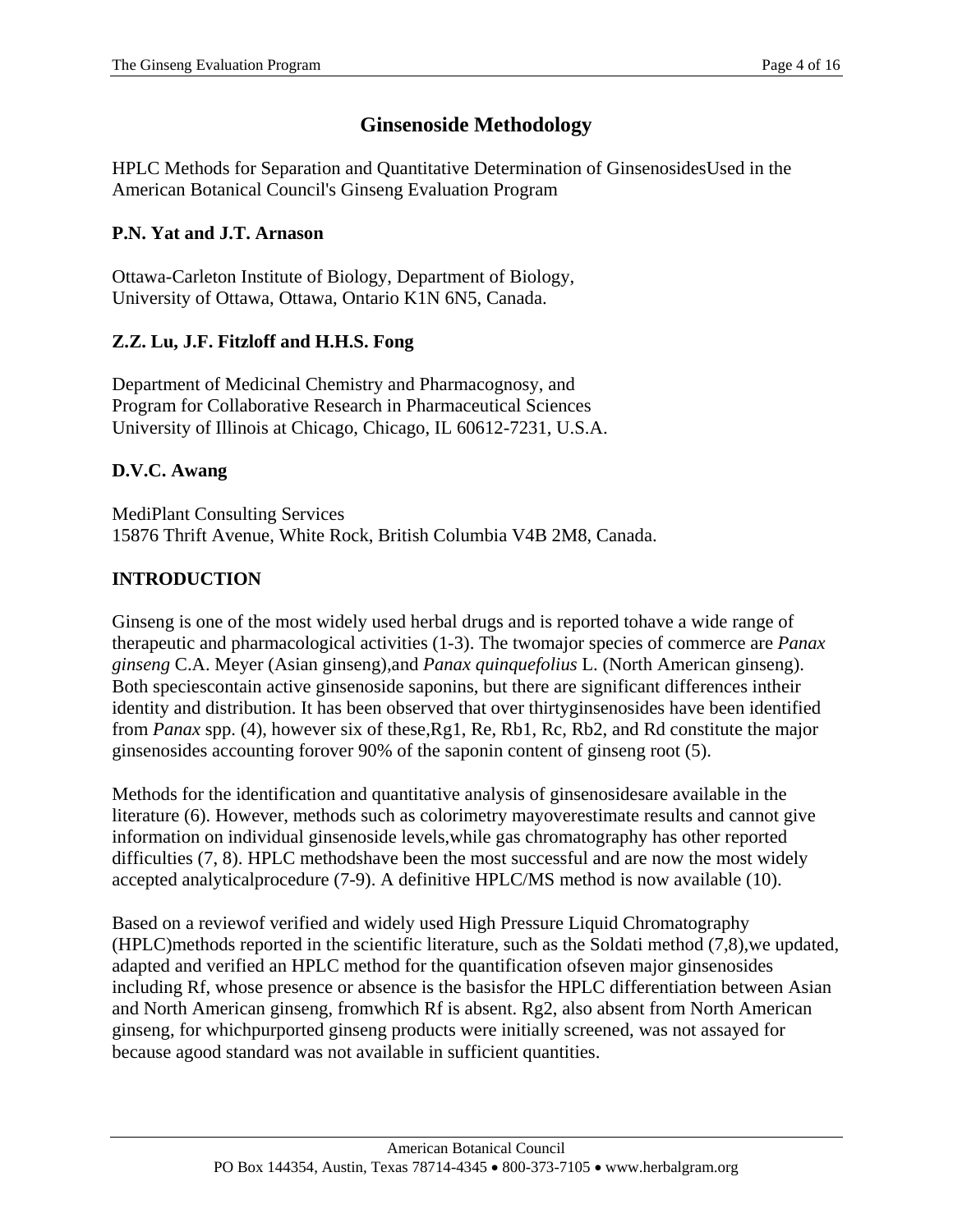## Ginsenoside Methodology

HPLC Methods for Separation and Quantitative Determination of GinsenosidesUsed in the American Botanical Council's Ginseng Evaluation Program

**P.N. Yat and J.T. Arnason**

Ottawa-Carleton Institute of Biology, Department of Biology,
University of Ottawa, Ottawa, Ontario K1N 6N5, Canada.

**Z.Z. Lu, J.F. Fitzloff and H.H.S. Fong**

Department of Medicinal Chemistry and Pharmacognosy, and
Program for Collaborative Research in Pharmaceutical Sciences
University of Illinois at Chicago, Chicago, IL 60612-7231, U.S.A.

**D.V.C. Awang**

MediPlant Consulting Services
15876 Thrift Avenue, White Rock, British Columbia V4B 2M8, Canada.

### INTRODUCTION

Ginseng is one of the most widely used herbal drugs and is reported tohave a wide range of therapeutic and pharmacological activities (1-3). The twomajor species of commerce are *Panax ginseng* C.A. Meyer (Asian ginseng),and *Panax quinquefolius* L. (North American ginseng). Both speciescontain active ginsenoside saponins, but there are significant differences intheir identity and distribution. It has been observed that over thirtyginsenosides have been identified from *Panax* spp. (4), however six of these,Rg1, Re, Rb1, Rc, Rb2, and Rd constitute the major ginsenosides accounting forover 90% of the saponin content of ginseng root (5).

Methods for the identification and quantitative analysis of ginsenosidesare available in the literature (6). However, methods such as colorimetry mayoverestimate results and cannot give information on individual ginsenoside levels,while gas chromatography has other reported difficulties (7, 8). HPLC methodshave been the most successful and are now the most widely accepted analyticalprocedure (7-9). A definitive HPLC/MS method is now available (10).

Based on a reviewof verified and widely used High Pressure Liquid Chromatography (HPLC)methods reported in the scientific literature, such as the Soldati method (7,8),we updated, adapted and verified an HPLC method for the quantification ofseven major ginsenosides including Rf, whose presence or absence is the basisfor the HPLC differentiation between Asian and North American ginseng, fromwhich Rf is absent. Rg2, also absent from North American ginseng, for whichpurported ginseng products were initially screened, was not assayed for because agood standard was not available in sufficient quantities.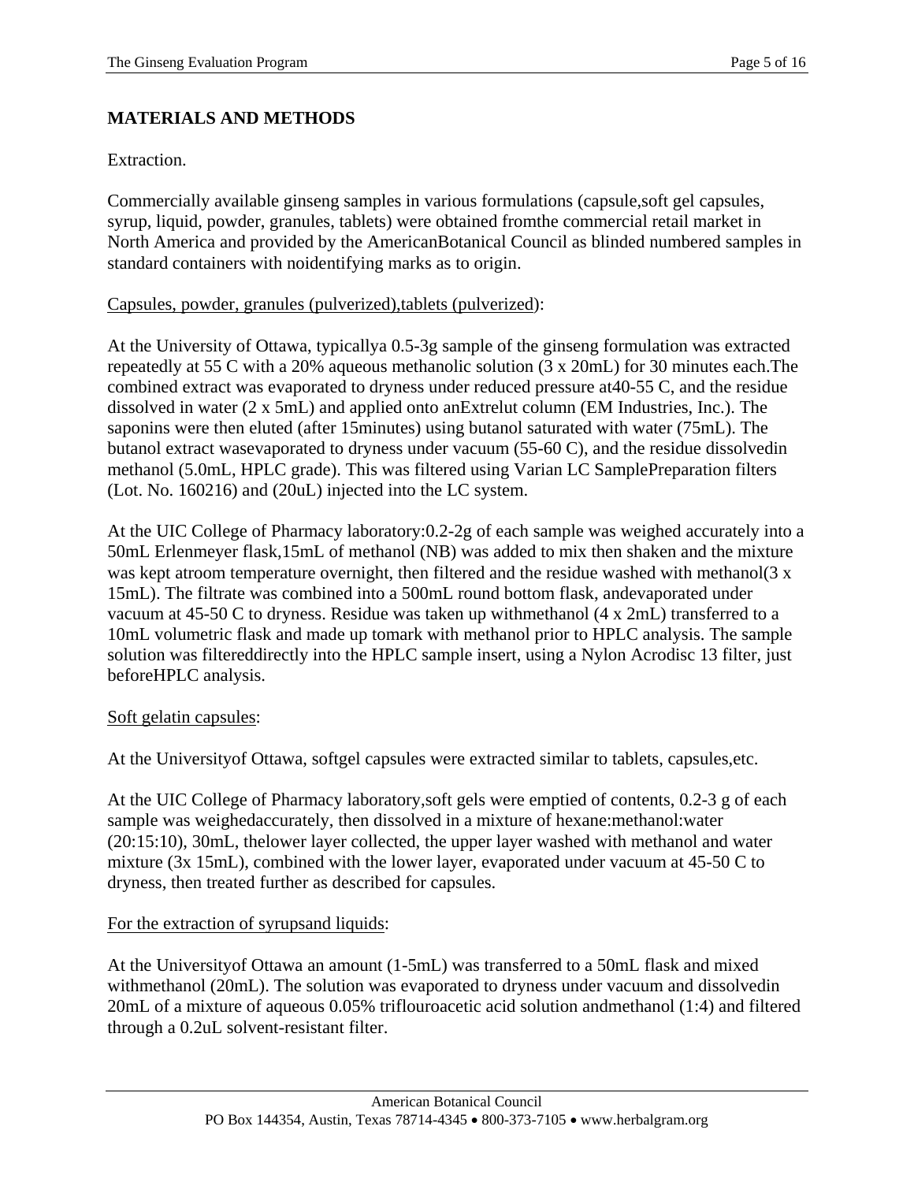## MATERIALS AND METHODS

Extraction.

Commercially available ginseng samples in various formulations (capsule,soft gel capsules, syrup, liquid, powder, granules, tablets) were obtained fromthe commercial retail market in North America and provided by the AmericanBotanical Council as blinded numbered samples in standard containers with noidentifying marks as to origin.

Capsules, powder, granules (pulverized),tablets (pulverized):

At the University of Ottawa, typicallya 0.5-3g sample of the ginseng formulation was extracted repeatedly at 55 C with a 20% aqueous methanolic solution (3 x 20mL) for 30 minutes each.The combined extract was evaporated to dryness under reduced pressure at40-55 C, and the residue dissolved in water (2 x 5mL) and applied onto anExtrelut column (EM Industries, Inc.). The saponins were then eluted (after 15minutes) using butanol saturated with water (75mL). The butanol extract wasevaporated to dryness under vacuum (55-60 C), and the residue dissolvedin methanol (5.0mL, HPLC grade). This was filtered using Varian LC SamplePreparation filters (Lot. No. 160216) and (20uL) injected into the LC system.

At the UIC College of Pharmacy laboratory:0.2-2g of each sample was weighed accurately into a 50mL Erlenmeyer flask,15mL of methanol (NB) was added to mix then shaken and the mixture was kept atroom temperature overnight, then filtered and the residue washed with methanol(3 x 15mL). The filtrate was combined into a 500mL round bottom flask, andevaporated under vacuum at 45-50 C to dryness. Residue was taken up withmethanol (4 x 2mL) transferred to a 10mL volumetric flask and made up tomark with methanol prior to HPLC analysis. The sample solution was filtereddirectly into the HPLC sample insert, using a Nylon Acrodisc 13 filter, just beforeHPLC analysis.

Soft gelatin capsules:

At the Universityof Ottawa, softgel capsules were extracted similar to tablets, capsules,etc.

At the UIC College of Pharmacy laboratory,soft gels were emptied of contents, 0.2-3 g of each sample was weighedaccurately, then dissolved in a mixture of hexane:methanol:water (20:15:10), 30mL, thelower layer collected, the upper layer washed with methanol and water mixture (3x 15mL), combined with the lower layer, evaporated under vacuum at 45-50 C to dryness, then treated further as described for capsules.

For the extraction of syrupsand liquids:

At the Universityof Ottawa an amount (1-5mL) was transferred to a 50mL flask and mixed withmethanol (20mL). The solution was evaporated to dryness under vacuum and dissolvedin 20mL of a mixture of aqueous 0.05% triflouroacetic acid solution andmethanol (1:4) and filtered through a 0.2uL solvent-resistant filter.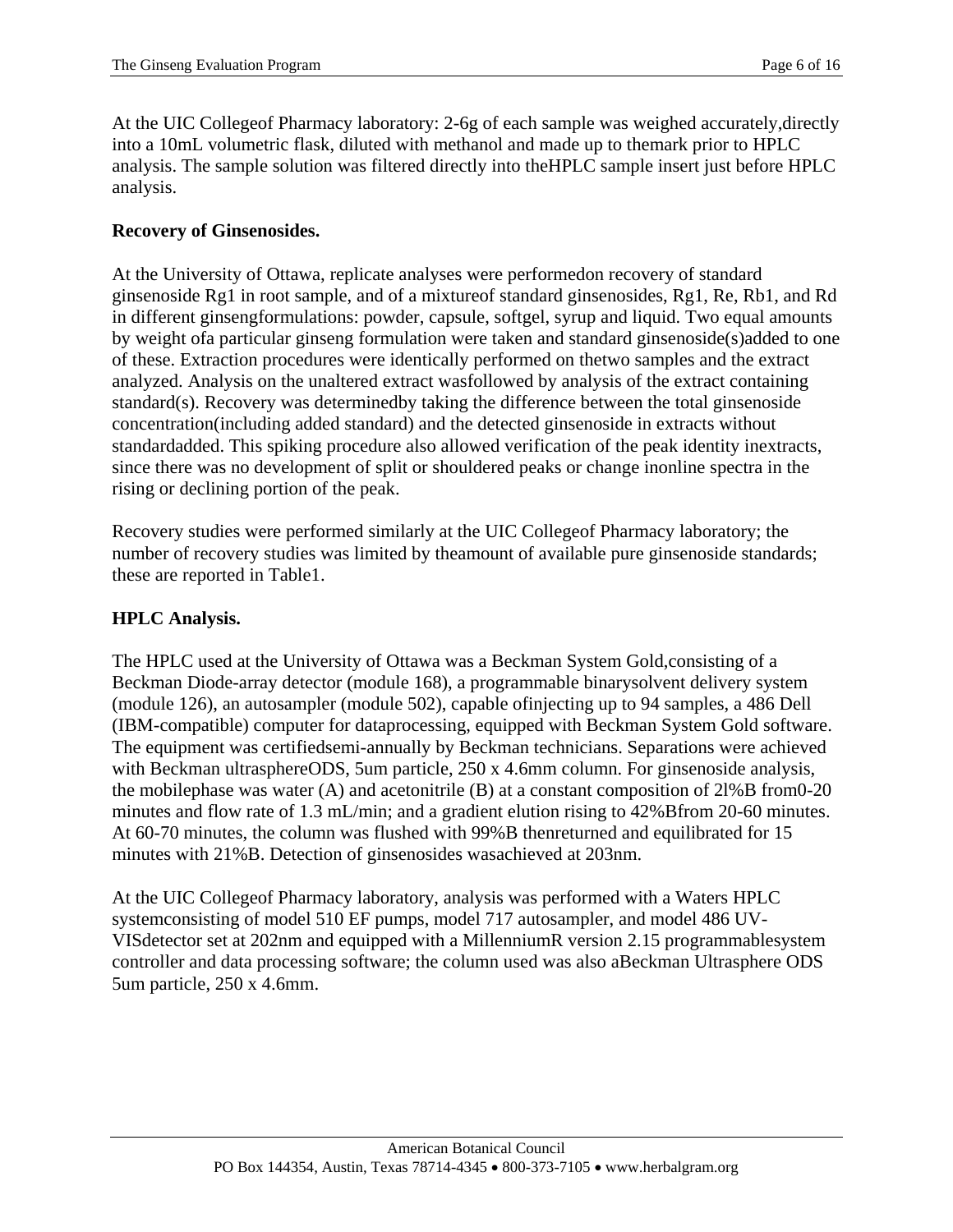At the UIC Collegeof Pharmacy laboratory: 2-6g of each sample was weighed accurately,directly into a 10mL volumetric flask, diluted with methanol and made up to themark prior to HPLC analysis. The sample solution was filtered directly into theHPLC sample insert just before HPLC analysis.

**Recovery of Ginsenosides.**

At the University of Ottawa, replicate analyses were performedon recovery of standard ginsenoside Rg1 in root sample, and of a mixtureof standard ginsenosides, Rg1, Re, Rb1, and Rd in different ginsengformulations: powder, capsule, softgel, syrup and liquid. Two equal amounts by weight ofa particular ginseng formulation were taken and standard ginsenoside(s)added to one of these. Extraction procedures were identically performed on thetwo samples and the extract analyzed. Analysis on the unaltered extract wasfollowed by analysis of the extract containing standard(s). Recovery was determinedby taking the difference between the total ginsenoside concentration(including added standard) and the detected ginsenoside in extracts without standardadded. This spiking procedure also allowed verification of the peak identity inextracts, since there was no development of split or shouldered peaks or change inonline spectra in the rising or declining portion of the peak.

Recovery studies were performed similarly at the UIC Collegeof Pharmacy laboratory; the number of recovery studies was limited by theamount of available pure ginsenoside standards; these are reported in Table1.

**HPLC Analysis.**

The HPLC used at the University of Ottawa was a Beckman System Gold,consisting of a Beckman Diode-array detector (module 168), a programmable binarysolvent delivery system (module 126), an autosampler (module 502), capable ofinjecting up to 94 samples, a 486 Dell (IBM-compatible) computer for dataprocessing, equipped with Beckman System Gold software. The equipment was certifiedsemi-annually by Beckman technicians. Separations were achieved with Beckman ultrasphereODS, 5um particle, 250 x 4.6mm column. For ginsenoside analysis, the mobilephase was water (A) and acetonitrile (B) at a constant composition of 2l%B from0-20 minutes and flow rate of 1.3 mL/min; and a gradient elution rising to 42%Bfrom 20-60 minutes. At 60-70 minutes, the column was flushed with 99%B thenreturned and equilibrated for 15 minutes with 21%B. Detection of ginsenosides wasachieved at 203nm.

At the UIC Collegeof Pharmacy laboratory, analysis was performed with a Waters HPLC systemconsisting of model 510 EF pumps, model 717 autosampler, and model 486 UV-VISdetector set at 202nm and equipped with a MillenniumR version 2.15 programmablesystem controller and data processing software; the column used was also aBeckman Ultrasphere ODS 5um particle, 250 x 4.6mm.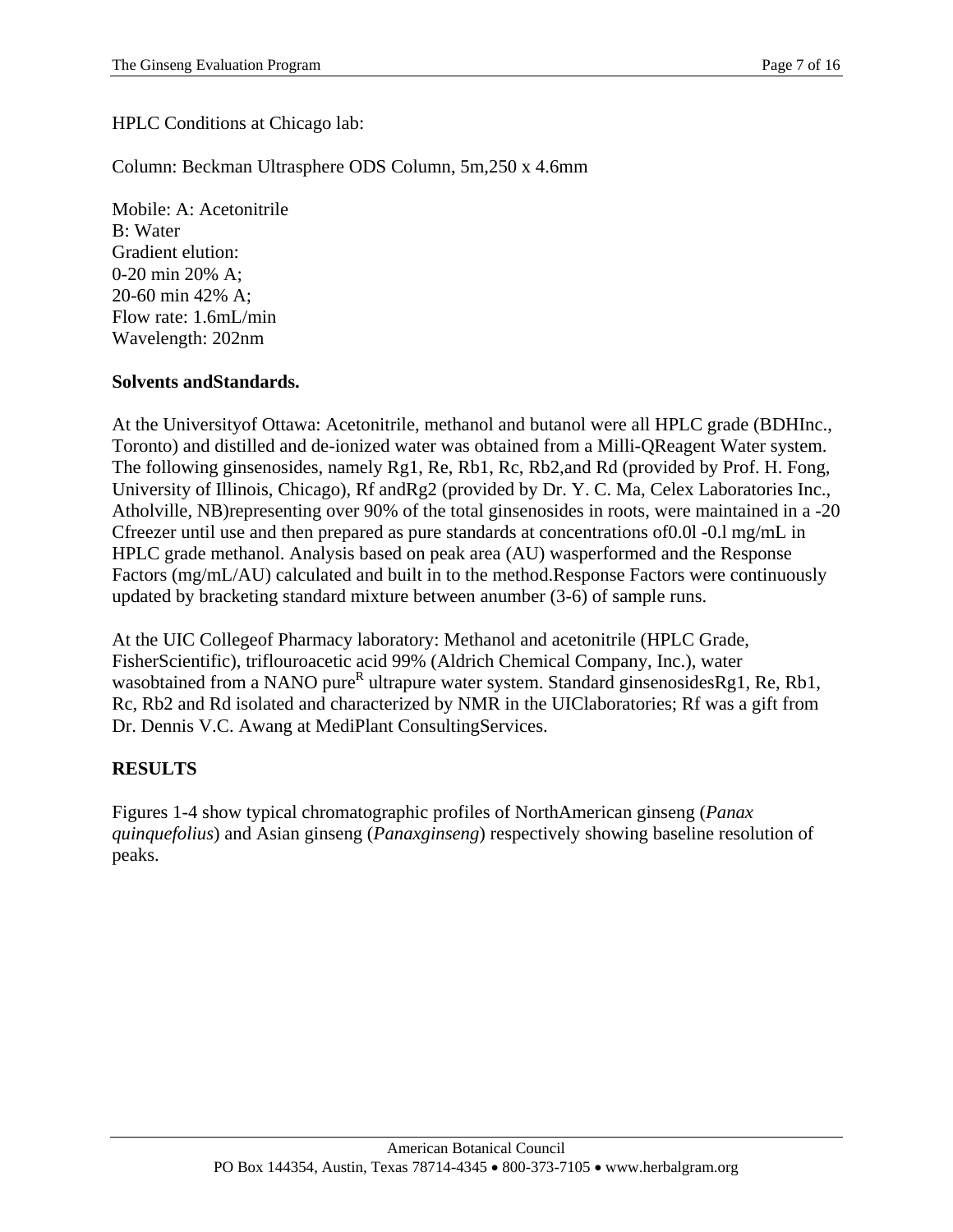HPLC Conditions at Chicago lab:

Column: Beckman Ultrasphere ODS Column, 5m,250 x 4.6mm

Mobile: A: Acetonitrile
B: Water
Gradient elution:
0-20 min 20% A;
20-60 min 42% A;
Flow rate: 1.6mL/min
Wavelength: 202nm

**Solvents andStandards.**

At the Universityof Ottawa: Acetonitrile, methanol and butanol were all HPLC grade (BDHInc., Toronto) and distilled and de-ionized water was obtained from a Milli-QReagent Water system. The following ginsenosides, namely Rg1, Re, Rb1, Rc, Rb2,and Rd (provided by Prof. H. Fong, University of Illinois, Chicago), Rf andRg2 (provided by Dr. Y. C. Ma, Celex Laboratories Inc., Atholville, NB)representing over 90% of the total ginsenosides in roots, were maintained in a -20 Cfreezer until use and then prepared as pure standards at concentrations of0.0l -0.l mg/mL in HPLC grade methanol. Analysis based on peak area (AU) wasperformed and the Response Factors (mg/mL/AU) calculated and built in to the method.Response Factors were continuously updated by bracketing standard mixture between anumber (3-6) of sample runs.

At the UIC Collegeof Pharmacy laboratory: Methanol and acetonitrile (HPLC Grade, FisherScientific), triflouroacetic acid 99% (Aldrich Chemical Company, Inc.), water wasobtained from a NANO pure[R] ultrapure water system. Standard ginsenosidesRg1, Re, Rb1, Rc, Rb2 and Rd isolated and characterized by NMR in the UIClaboratories; Rf was a gift from Dr. Dennis V.C. Awang at MediPlant ConsultingServices.

**RESULTS**

Figures 1-4 show typical chromatographic profiles of NorthAmerican ginseng (*Panax quinquefolius*) and Asian ginseng (*Panaxginseng*) respectively showing baseline resolution of peaks.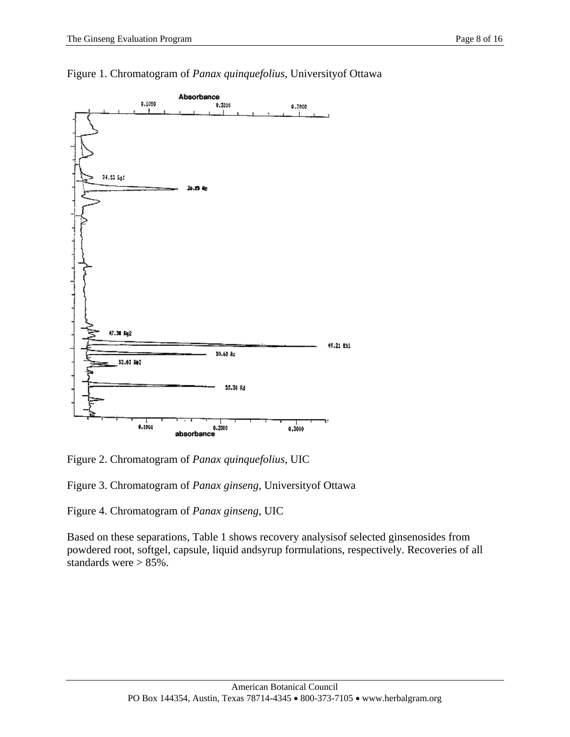Figure 1. Chromatogram of *Panax quinquefolius*, Universityof Ottawa

Figure 2. Chromatogram of *Panax quinquefolius*, UIC

Figure 3. Chromatogram of *Panax ginseng*, Universityof Ottawa

Figure 4. Chromatogram of *Panax ginseng*, UIC

Based on these separations, Table 1 shows recovery analysisof selected ginsenosides from powdered root, softgel, capsule, liquid andsyrup formulations, respectively. Recoveries of all standards were > 85%.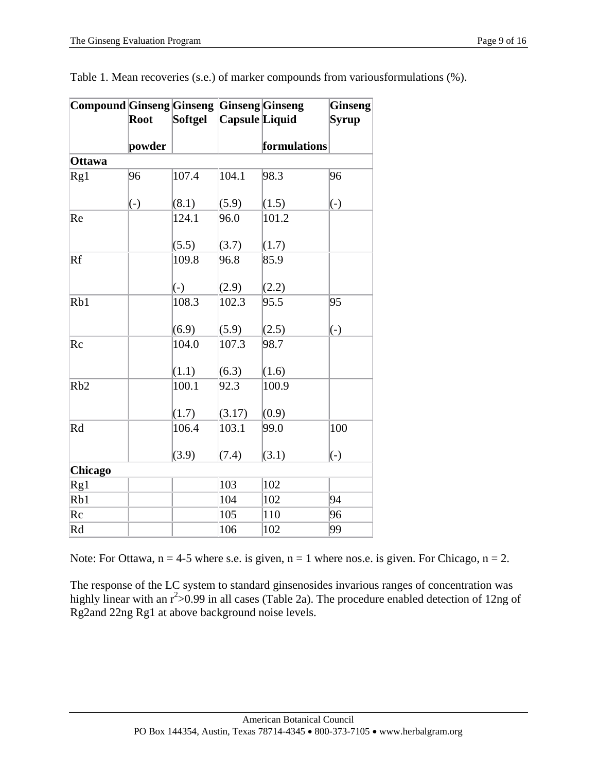Table 1. Mean recoveries (s.e.) of marker compounds from variousformulations (%).

| Compound | Ginseng Root powder | Ginseng Softgel | Ginseng Capsule | Ginseng Liquid formulations | Ginseng Syrup |
|---|---|---|---|---|---|
| **Ottawa** | | | | | |
| Rg1 | 96 (-) | 107.4 (8.1) | 104.1 (5.9) | 98.3 (1.5) | 96 (-) |
| Re | | 124.1 (5.5) | 96.0 (3.7) | 101.2 (1.7) | |
| Rf | | 109.8 (-) | 96.8 (2.9) | 85.9 (2.2) | |
| Rb1 | | 108.3 (6.9) | 102.3 (5.9) | 95.5 (2.5) | 95 (-) |
| Rc | | 104.0 (1.1) | 107.3 (6.3) | 98.7 (1.6) | |
| Rb2 | | 100.1 (1.7) | 92.3 (3.17) | 100.9 (0.9) | |
| Rd | | 106.4 (3.9) | 103.1 (7.4) | 99.0 (3.1) | 100 (-) |
| **Chicago** | | | | | |
| Rg1 | | | 103 | 102 | |
| Rb1 | | | 104 | 102 | 94 |
| Rc | | | 105 | 110 | 96 |
| Rd | | | 106 | 102 | 99 |

Note: For Ottawa, n = 4-5 where s.e. is given, n = 1 where nos.e. is given. For Chicago, n = 2.

The response of the LC system to standard ginsenosides invarious ranges of concentration was highly linear with an $r^2$>0.99 in all cases (Table 2a). The procedure enabled detection of 12ng of Rg2and 22ng Rg1 at above background noise levels.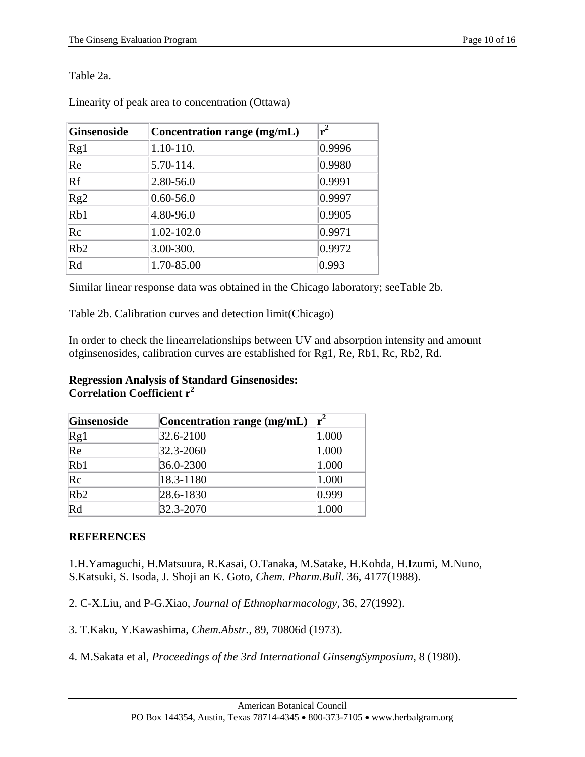Table 2a.

Linearity of peak area to concentration (Ottawa)

| Ginsenoside | Concentration range (mg/mL) | $r^2$ |
|---|---|---|
| Rg1 | 1.10-110. | 0.9996 |
| Re | 5.70-114. | 0.9980 |
| Rf | 2.80-56.0 | 0.9991 |
| Rg2 | 0.60-56.0 | 0.9997 |
| Rb1 | 4.80-96.0 | 0.9905 |
| Rc | 1.02-102.0 | 0.9971 |
| Rb2 | 3.00-300. | 0.9972 |
| Rd | 1.70-85.00 | 0.993 |

Similar linear response data was obtained in the Chicago laboratory; seeTable 2b.

Table 2b. Calibration curves and detection limit(Chicago)

In order to check the linearrelationships between UV and absorption intensity and amount ofginsenosides, calibration curves are established for Rg1, Re, Rb1, Rc, Rb2, Rd.

**Regression Analysis of Standard Ginsenosides:**
**Correlation Coefficient $r^2$**

| Ginsenoside | Concentration range (mg/mL) | $r^2$ |
|---|---|---|
| Rg1 | 32.6-2100 | 1.000 |
| Re | 32.3-2060 | 1.000 |
| Rb1 | 36.0-2300 | 1.000 |
| Rc | 18.3-1180 | 1.000 |
| Rb2 | 28.6-1830 | 0.999 |
| Rd | 32.3-2070 | 1.000 |

**REFERENCES**

1.H.Yamaguchi, H.Matsuura, R.Kasai, O.Tanaka, M.Satake, H.Kohda, H.Izumi, M.Nuno, S.Katsuki, S. Isoda, J. Shoji an K. Goto, *Chem. Pharm.Bull*. 36, 4177(1988).

2. C-X.Liu, and P-G.Xiao, *Journal of Ethnopharmacology*, 36, 27(1992).

3. T.Kaku, Y.Kawashima, *Chem.Abstr.*, 89, 70806d (1973).

4. M.Sakata et al, *Proceedings of the 3rd International GinsengSymposium*, 8 (1980).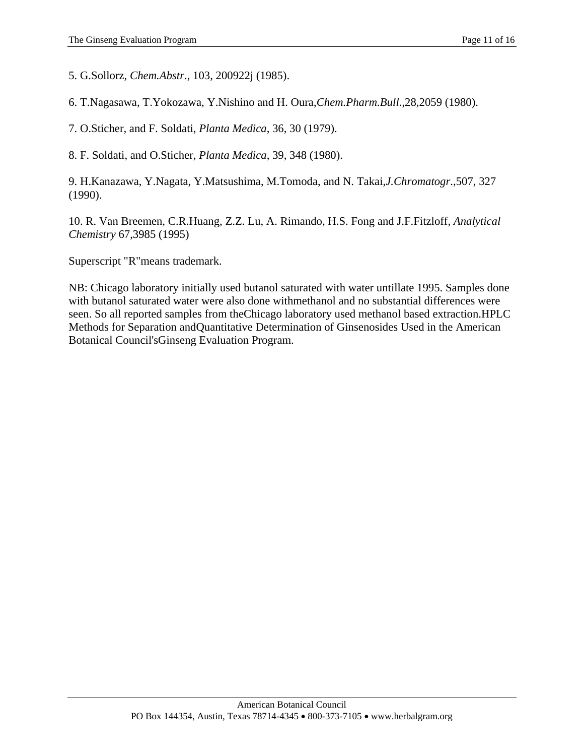5. G.Sollorz, *Chem.Abstr*., 103, 200922j (1985).

6. T.Nagasawa, T.Yokozawa, Y.Nishino and H. Oura,*Chem.Pharm.Bull*.,28,2059 (1980).

7. O.Sticher, and F. Soldati, *Planta Medica*, 36, 30 (1979).

8. F. Soldati, and O.Sticher, *Planta Medica*, 39, 348 (1980).

9. H.Kanazawa, Y.Nagata, Y.Matsushima, M.Tomoda, and N. Takai,*J.Chromatogr*.,507, 327 (1990).

10. R. Van Breemen, C.R.Huang, Z.Z. Lu, A. Rimando, H.S. Fong and J.F.Fitzloff, *Analytical Chemistry* 67,3985 (1995)

Superscript "R"means trademark.

NB: Chicago laboratory initially used butanol saturated with water untillate 1995. Samples done with butanol saturated water were also done withmethanol and no substantial differences were seen. So all reported samples from theChicago laboratory used methanol based extraction.HPLC Methods for Separation andQuantitative Determination of Ginsenosides Used in the American Botanical Council'sGinseng Evaluation Program.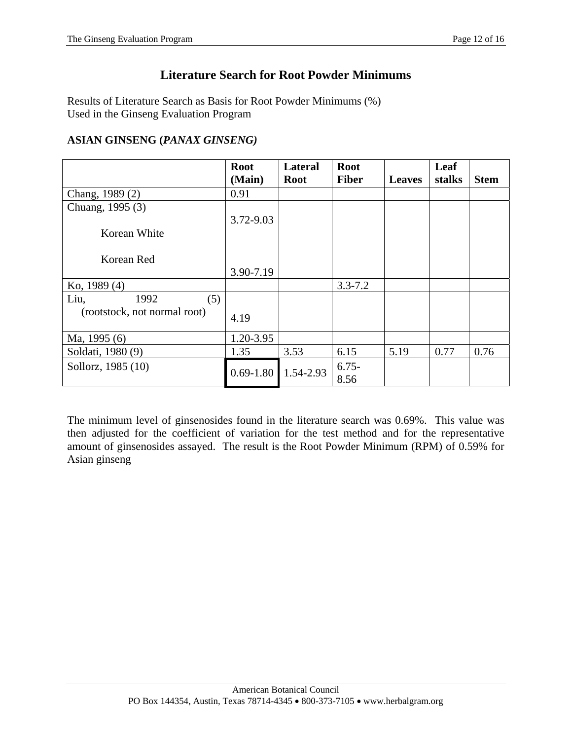## Literature Search for Root Powder Minimums

Results of Literature Search as Basis for Root Powder Minimums (%)
Used in the Ginseng Evaluation Program

### ASIAN GINSENG (*PANAX GINSENG)*

| | Root (Main) | Lateral Root | Root Fiber | Leaves | Leaf stalks | Stem |
|---|---|---|---|---|---|---|
| Chang, 1989 (2) | 0.91 | | | | | |
| Chuang, 1995 (3) Korean White | 3.72-9.03 | | | | | |
| Chuang, 1995 (3) Korean Red | 3.90-7.19 | | | | | |
| Ko, 1989 (4) | | | 3.3-7.2 | | | |
| Liu, 1992 (5) (rootstock, not normal root) | 4.19 | | | | | |
| Ma, 1995 (6) | 1.20-3.95 | | | | | |
| Soldati, 1980 (9) | 1.35 | 3.53 | 6.15 | 5.19 | 0.77 | 0.76 |
| Sollorz, 1985 (10) | 0.69-1.80 | 1.54-2.93 | 6.75-8.56 | | | |

The minimum level of ginsenosides found in the literature search was 0.69%. This value was then adjusted for the coefficient of variation for the test method and for the representative amount of ginsenosides assayed. The result is the Root Powder Minimum (RPM) of 0.59% for Asian ginseng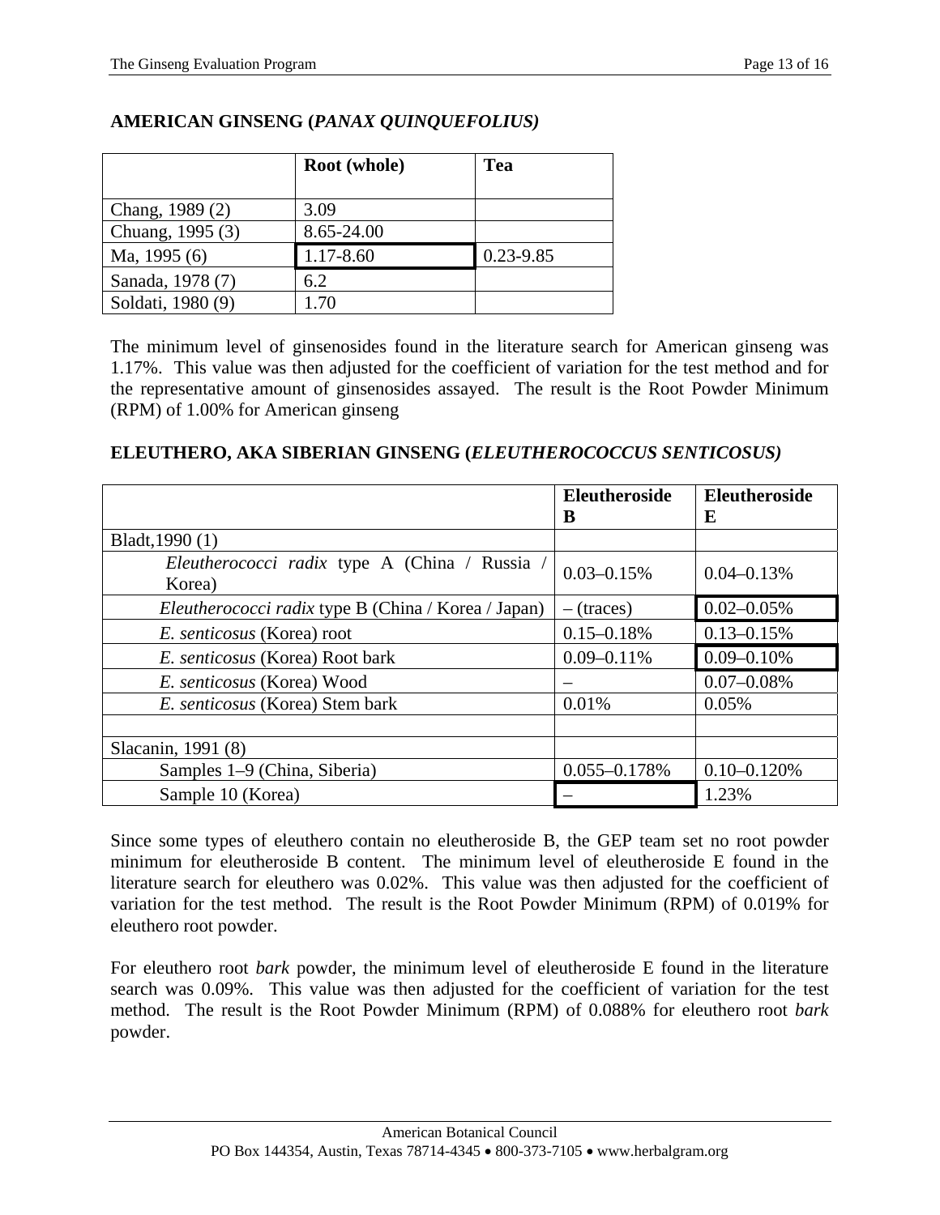**AMERICAN GINSENG (*PANAX QUINQUEFOLIUS)***

| | Root (whole) | Tea |
|---|---|---|
| Chang, 1989 (2) | 3.09 | |
| Chuang, 1995 (3) | 8.65-24.00 | |
| Ma, 1995 (6) | 1.17-8.60 | 0.23-9.85 |
| Sanada, 1978 (7) | 6.2 | |
| Soldati, 1980 (9) | 1.70 | |

The minimum level of ginsenosides found in the literature search for American ginseng was 1.17%. This value was then adjusted for the coefficient of variation for the test method and for the representative amount of ginsenosides assayed. The result is the Root Powder Minimum (RPM) of 1.00% for American ginseng

**ELEUTHERO, AKA SIBERIAN GINSENG (*ELEUTHEROCOCCUS SENTICOSUS)***

| | Eleutheroside B | Eleutheroside E |
|---|---|---|
| Bladt,1990 (1) | | |
| *Eleutherococci radix* type A (China / Russia / Korea) | 0.03–0.15% | 0.04–0.13% |
| *Eleutherococci radix* type B (China / Korea / Japan) | – (traces) | 0.02–0.05% |
| *E. senticosus* (Korea) root | 0.15–0.18% | 0.13–0.15% |
| *E. senticosus* (Korea) Root bark | 0.09–0.11% | 0.09–0.10% |
| *E. senticosus* (Korea) Wood | – | 0.07–0.08% |
| *E. senticosus* (Korea) Stem bark | 0.01% | 0.05% |
| | | |
| Slacanin, 1991 (8) | | |
| Samples 1–9 (China, Siberia) | 0.055–0.178% | 0.10–0.120% |
| Sample 10 (Korea) | – | 1.23% |

Since some types of eleuthero contain no eleutheroside B, the GEP team set no root powder minimum for eleutheroside B content. The minimum level of eleutheroside E found in the literature search for eleuthero was 0.02%. This value was then adjusted for the coefficient of variation for the test method. The result is the Root Powder Minimum (RPM) of 0.019% for eleuthero root powder.

For eleuthero root *bark* powder, the minimum level of eleutheroside E found in the literature search was 0.09%. This value was then adjusted for the coefficient of variation for the test method. The result is the Root Powder Minimum (RPM) of 0.088% for eleuthero root *bark* powder.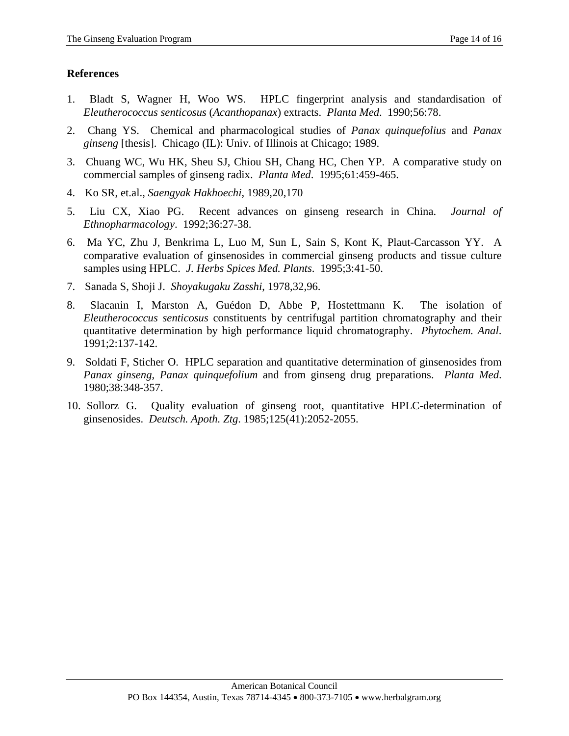## References

1. Bladt S, Wagner H, Woo WS. HPLC fingerprint analysis and standardisation of *Eleutherococcus senticosus* (*Acanthopanax*) extracts. *Planta Med*. 1990;56:78.
2. Chang YS. Chemical and pharmacological studies of *Panax quinquefolius* and *Panax ginseng* [thesis]. Chicago (IL): Univ. of Illinois at Chicago; 1989.
3. Chuang WC, Wu HK, Sheu SJ, Chiou SH, Chang HC, Chen YP. A comparative study on commercial samples of ginseng radix. *Planta Med*. 1995;61:459-465.
4. Ko SR, et.al., *Saengyak Hakhoechi*, 1989,20,170
5. Liu CX, Xiao PG. Recent advances on ginseng research in China. *Journal of Ethnopharmacology*. 1992;36:27-38.
6. Ma YC, Zhu J, Benkrima L, Luo M, Sun L, Sain S, Kont K, Plaut-Carcasson YY. A comparative evaluation of ginsenosides in commercial ginseng products and tissue culture samples using HPLC. *J. Herbs Spices Med. Plants*. 1995;3:41-50.
7. Sanada S, Shoji J. *Shoyakugaku Zasshi*, 1978,32,96.
8. Slacanin I, Marston A, Guédon D, Abbe P, Hostettmann K. The isolation of *Eleutherococcus senticosus* constituents by centrifugal partition chromatography and their quantitative determination by high performance liquid chromatography. *Phytochem. Anal*. 1991;2:137-142.
9. Soldati F, Sticher O. HPLC separation and quantitative determination of ginsenosides from *Panax ginseng*, *Panax quinquefolium* and from ginseng drug preparations. *Planta Med*. 1980;38:348-357.
10. Sollorz G. Quality evaluation of ginseng root, quantitative HPLC-determination of ginsenosides. *Deutsch. Apoth. Ztg*. 1985;125(41):2052-2055.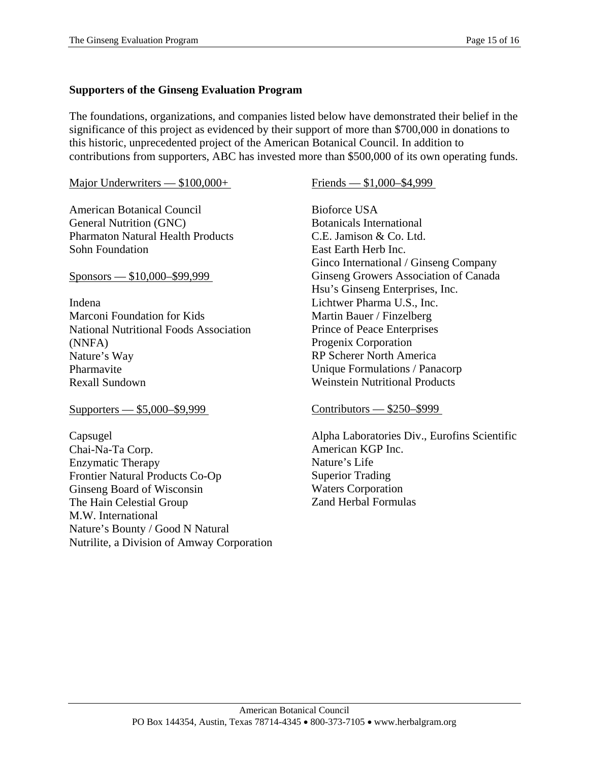## Supporters of the Ginseng Evaluation Program

The foundations, organizations, and companies listed below have demonstrated their belief in the significance of this project as evidenced by their support of more than $700,000 in donations to this historic, unprecedented project of the American Botanical Council. In addition to contributions from supporters, ABC has invested more than $500,000 of its own operating funds.

Major Underwriters — $100,000+

American Botanical Council
General Nutrition (GNC)
Pharmaton Natural Health Products
Sohn Foundation

Sponsors — $10,000–$99,999

Indena
Marconi Foundation for Kids
National Nutritional Foods Association (NNFA)
Nature's Way
Pharmavite
Rexall Sundown

Supporters — $5,000–$9,999

Capsugel
Chai-Na-Ta Corp.
Enzymatic Therapy
Frontier Natural Products Co-Op
Ginseng Board of Wisconsin
The Hain Celestial Group
M.W. International
Nature's Bounty / Good N Natural
Nutrilite, a Division of Amway Corporation

Friends — $1,000–$4,999

Bioforce USA
Botanicals International
C.E. Jamison & Co. Ltd.
East Earth Herb Inc.
Ginco International / Ginseng Company
Ginseng Growers Association of Canada
Hsu's Ginseng Enterprises, Inc.
Lichtwer Pharma U.S., Inc.
Martin Bauer / Finzelberg
Prince of Peace Enterprises
Progenix Corporation
RP Scherer North America
Unique Formulations / Panacorp
Weinstein Nutritional Products

Contributors — $250–$999

Alpha Laboratories Div., Eurofins Scientific
American KGP Inc.
Nature's Life
Superior Trading
Waters Corporation
Zand Herbal Formulas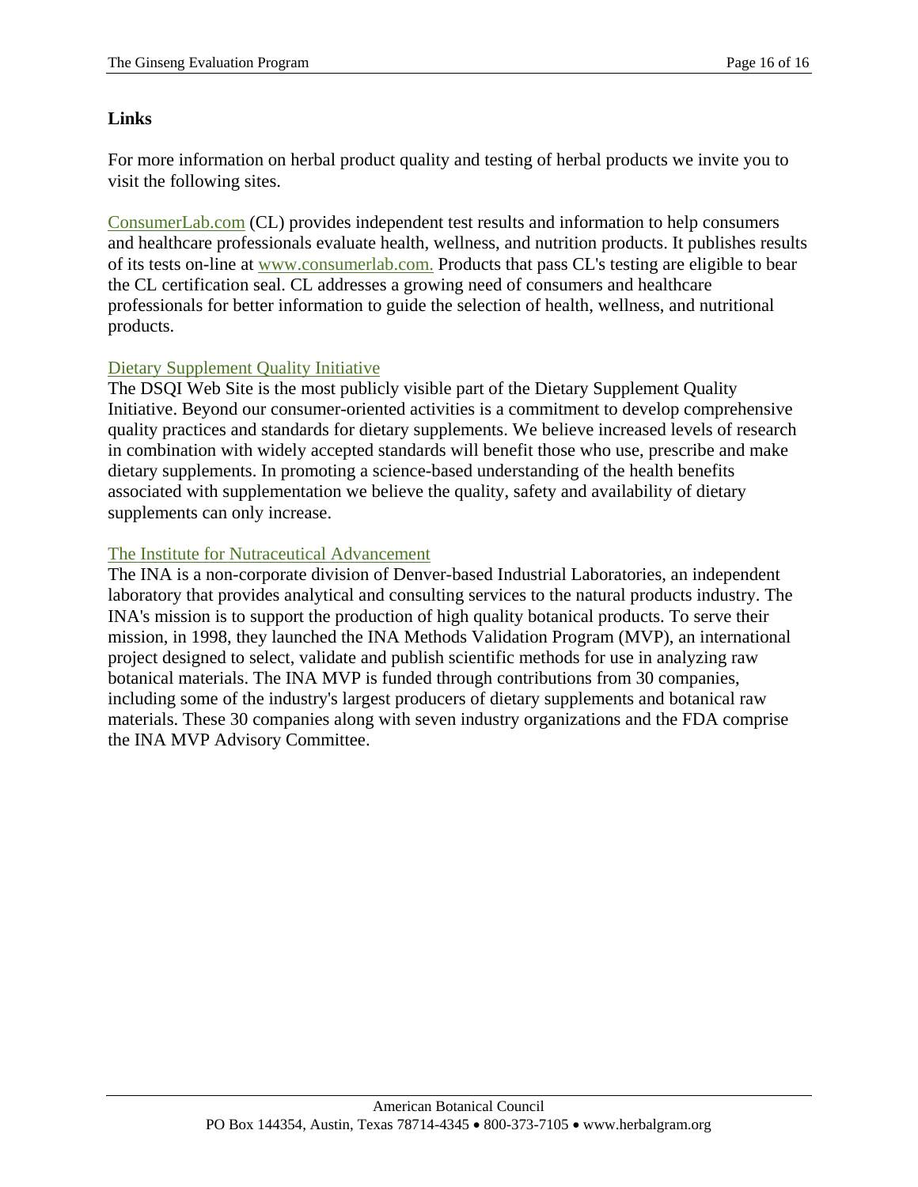**Links**

For more information on herbal product quality and testing of herbal products we invite you to visit the following sites.

ConsumerLab.com (CL) provides independent test results and information to help consumers and healthcare professionals evaluate health, wellness, and nutrition products. It publishes results of its tests on-line at www.consumerlab.com. Products that pass CL's testing are eligible to bear the CL certification seal. CL addresses a growing need of consumers and healthcare professionals for better information to guide the selection of health, wellness, and nutritional products.

Dietary Supplement Quality Initiative
The DSQI Web Site is the most publicly visible part of the Dietary Supplement Quality Initiative. Beyond our consumer-oriented activities is a commitment to develop comprehensive quality practices and standards for dietary supplements. We believe increased levels of research in combination with widely accepted standards will benefit those who use, prescribe and make dietary supplements. In promoting a science-based understanding of the health benefits associated with supplementation we believe the quality, safety and availability of dietary supplements can only increase.

The Institute for Nutraceutical Advancement
The INA is a non-corporate division of Denver-based Industrial Laboratories, an independent laboratory that provides analytical and consulting services to the natural products industry. The INA's mission is to support the production of high quality botanical products. To serve their mission, in 1998, they launched the INA Methods Validation Program (MVP), an international project designed to select, validate and publish scientific methods for use in analyzing raw botanical materials. The INA MVP is funded through contributions from 30 companies, including some of the industry's largest producers of dietary supplements and botanical raw materials. These 30 companies along with seven industry organizations and the FDA comprise the INA MVP Advisory Committee.